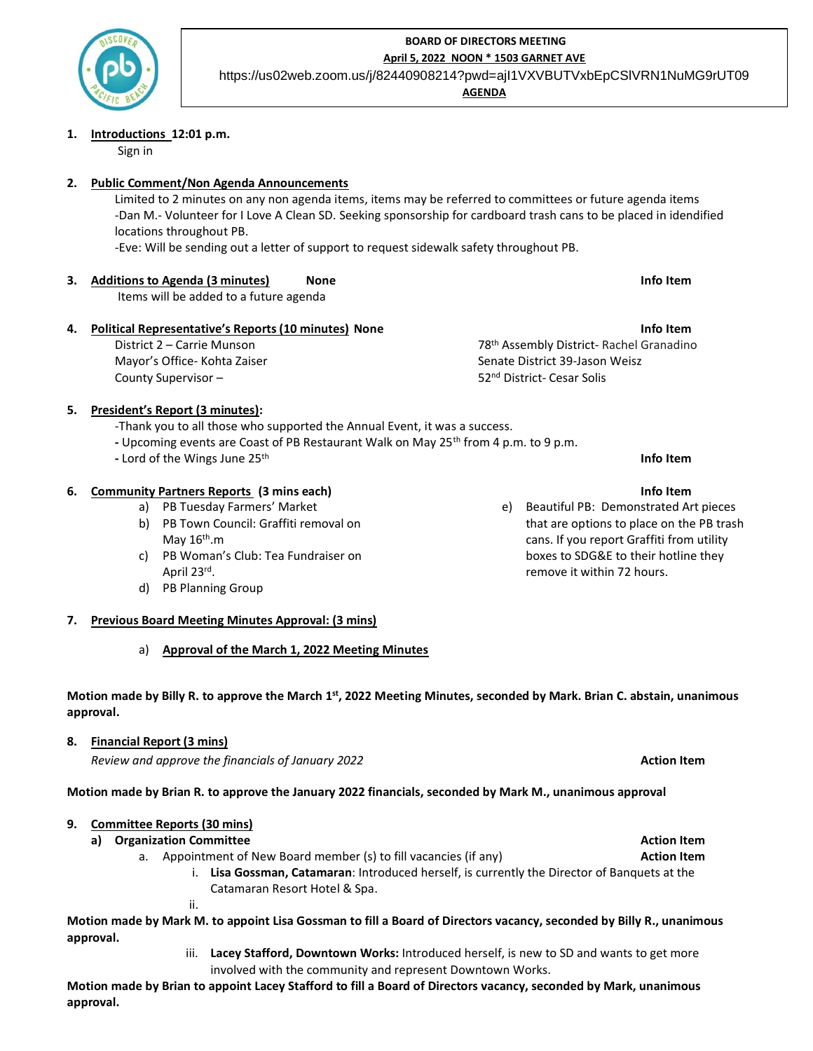**BOARD OF DIRECTORS MEETING**

**April 5, 2022 NOON * 1503 GARNET AVE**

https://us02web.zoom.us/j/82440908214?pwd=ajI1VXVBUTVxbEpCSlVRN1NuMG9rUT09

**AGENDA**

1. **Introductions 12:01 p.m.**
   Sign in

2. **Public Comment/Non Agenda Announcements**
   Limited to 2 minutes on any non agenda items, items may be referred to committees or future agenda items
   -Dan M.- Volunteer for I Love A Clean SD. Seeking sponsorship for cardboard trash cans to be placed in idendified locations throughout PB.
   -Eve: Will be sending out a letter of support to request sidewalk safety throughout PB.

3. **Additions to Agenda (3 minutes)** **None** — **Info Item**
   Items will be added to a future agenda

4. **Political Representative's Reports (10 minutes)** **None** — **Info Item**
   District 2 – Carrie Munson
   Mayor's Office- Kohta Zaiser
   County Supervisor –
   78th Assembly District- Rachel Granadino
   Senate District 39-Jason Weisz
   52nd District- Cesar Solis

5. **President's Report (3 minutes):**
   -Thank you to all those who supported the Annual Event, it was a success.
   - Upcoming events are Coast of PB Restaurant Walk on May 25th from 4 p.m. to 9 p.m.
   - Lord of the Wings June 25th — **Info Item**

6. **Community Partners Reports (3 mins each)** — **Info Item**
   a) PB Tuesday Farmers' Market
   b) PB Town Council: Graffiti removal on May 16th.m
   c) PB Woman's Club: Tea Fundraiser on April 23rd.
   d) PB Planning Group
   e) Beautiful PB: Demonstrated Art pieces that are options to place on the PB trash cans. If you report Graffiti from utility boxes to SDG&E to their hotline they remove it within 72 hours.

7. **Previous Board Meeting Minutes Approval: (3 mins)**
   a) **Approval of the March 1, 2022 Meeting Minutes**

**Motion made by Billy R. to approve the March 1st, 2022 Meeting Minutes, seconded by Mark. Brian C. abstain, unanimous approval.**

8. **Financial Report (3 mins)**
   *Review and approve the financials of January 2022* — **Action Item**

**Motion made by Brian R. to approve the January 2022 financials, seconded by Mark M., unanimous approval**

9. **Committee Reports (30 mins)**
   **a) Organization Committee** — **Action Item**
   a. Appointment of New Board member (s) to fill vacancies (if any) — **Action Item**
      i. **Lisa Gossman, Catamaran**: Introduced herself, is currently the Director of Banquets at the Catamaran Resort Hotel & Spa.
      ii.

**Motion made by Mark M. to appoint Lisa Gossman to fill a Board of Directors vacancy, seconded by Billy R., unanimous approval.**

      iii. **Lacey Stafford, Downtown Works:** Introduced herself, is new to SD and wants to get more involved with the community and represent Downtown Works.

**Motion made by Brian to appoint Lacey Stafford to fill a Board of Directors vacancy, seconded by Mark, unanimous approval.**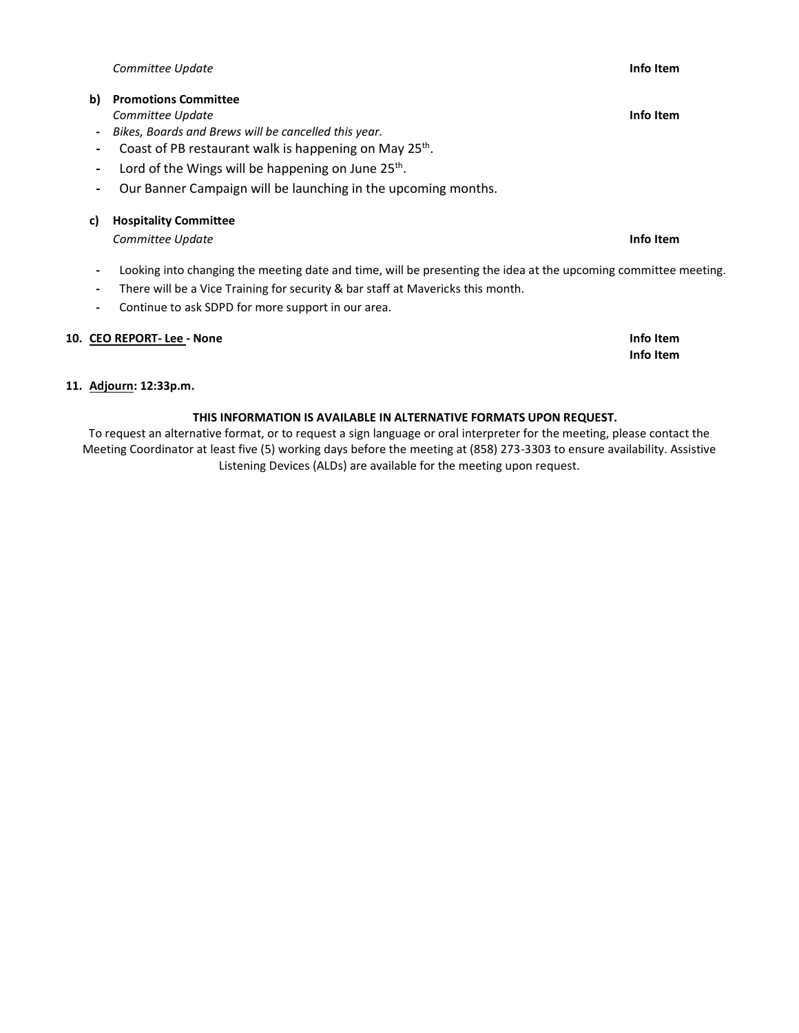*Committee Update* **Info Item**

**b) Promotions Committee**

*Committee Update* **Info Item**

- *Bikes, Boards and Brews will be cancelled this year.*
- Coast of PB restaurant walk is happening on May 25th.
- Lord of the Wings will be happening on June 25th.
- Our Banner Campaign will be launching in the upcoming months.

**c) Hospitality Committee**

*Committee Update* **Info Item**

- Looking into changing the meeting date and time, will be presenting the idea at the upcoming committee meeting.
- There will be a Vice Training for security & bar staff at Mavericks this month.
- Continue to ask SDPD for more support in our area.

**10. CEO REPORT- Lee - None** **Info Item**

**Info Item**

**11. Adjourn: 12:33p.m.**

**THIS INFORMATION IS AVAILABLE IN ALTERNATIVE FORMATS UPON REQUEST.**

To request an alternative format, or to request a sign language or oral interpreter for the meeting, please contact the Meeting Coordinator at least five (5) working days before the meeting at (858) 273-3303 to ensure availability. Assistive Listening Devices (ALDs) are available for the meeting upon request.